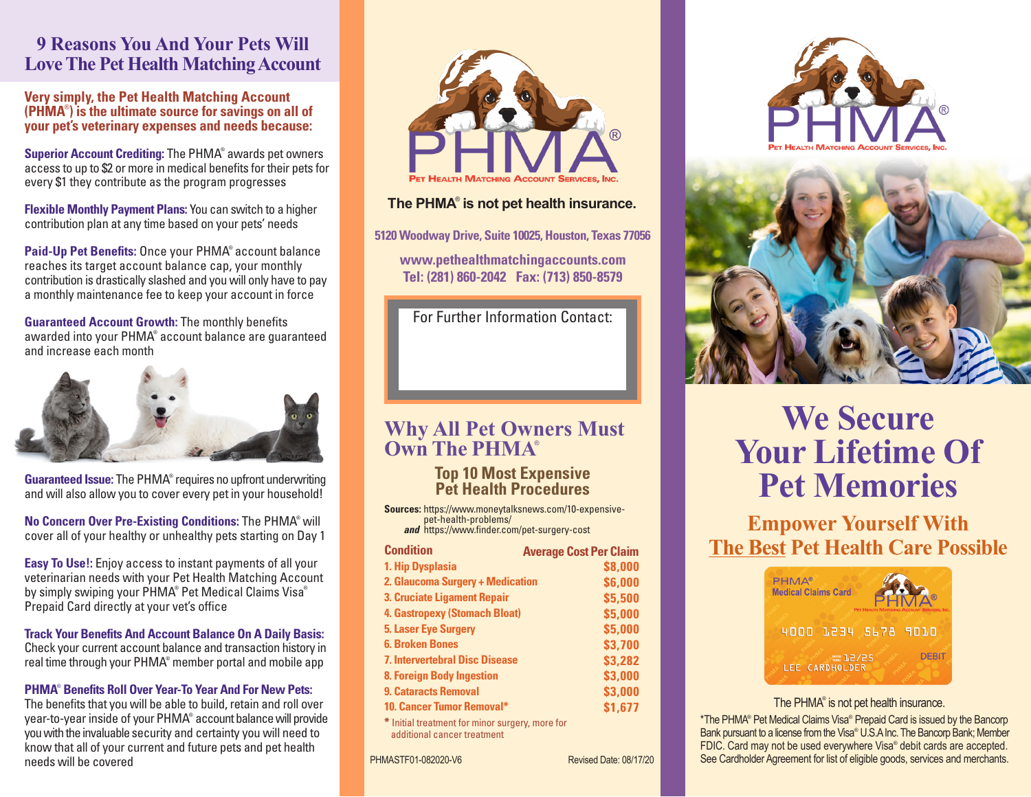## 9 Reasons You And Your Pets Will Love The Pet Health Matching Account

**Very simply, the Pet Health Matching Account (PHMA®) is the ultimate source for savings on all of your pet's veterinary expenses and needs because:**

**Superior Account Crediting:** The PHMA® awards pet owners access to up to $2 or more in medical benefits for their pets for every $1 they contribute as the program progresses

**Flexible Monthly Payment Plans:** You can switch to a higher contribution plan at any time based on your pets' needs

**Paid-Up Pet Benefits:** Once your PHMA® account balance reaches its target account balance cap, your monthly contribution is drastically slashed and you will only have to pay a monthly maintenance fee to keep your account in force

**Guaranteed Account Growth:** The monthly benefits awarded into your PHMA® account balance are guaranteed and increase each month

**Guaranteed Issue:** The PHMA® requires no upfront underwriting and will also allow you to cover every pet in your household!

**No Concern Over Pre-Existing Conditions:** The PHMA® will cover all of your healthy or unhealthy pets starting on Day 1

**Easy To Use!:** Enjoy access to instant payments of all your veterinarian needs with your Pet Health Matching Account by simply swiping your PHMA® Pet Medical Claims Visa® Prepaid Card directly at your vet's office

**Track Your Benefits And Account Balance On A Daily Basis:** Check your current account balance and transaction history in real time through your PHMA® member portal and mobile app

**PHMA® Benefits Roll Over Year-To Year And For New Pets:** The benefits that you will be able to build, retain and roll over year-to-year inside of your PHMA® account balance will provide you with the invaluable security and certainty you will need to know that all of your current and future pets and pet health needs will be covered

PHMA®
PET HEALTH MATCHING ACCOUNT SERVICES, INC.

**The PHMA® is not pet health insurance.**

5120 Woodway Drive, Suite 10025, Houston, Texas 77056

www.pethealthmatchingaccounts.com
Tel: (281) 860-2042 Fax: (713) 850-8579

For Further Information Contact:

## Why All Pet Owners Must Own The PHMA®

### Top 10 Most Expensive Pet Health Procedures

**Sources:** https://www.moneytalksnews.com/10-expensive-pet-health-problems/
***and*** https://www.finder.com/pet-surgery-cost

| Condition | Average Cost Per Claim |
|---|---|
| 1. Hip Dysplasia | $8,000 |
| 2. Glaucoma Surgery + Medication | $6,000 |
| 3. Cruciate Ligament Repair | $5,500 |
| 4. Gastropexy (Stomach Bloat) | $5,000 |
| 5. Laser Eye Surgery | $5,000 |
| 6. Broken Bones | $3,700 |
| 7. Intervertebral Disc Disease | $3,282 |
| 8. Foreign Body Ingestion | $3,000 |
| 9. Cataracts Removal | $3,000 |
| 10. Cancer Tumor Removal* | $1,677 |

\* Initial treatment for minor surgery, more for additional cancer treatment

PHMASTF01-082020-V6 Revised Date: 08/17/20

PHMA®
PET HEALTH MATCHING ACCOUNT SERVICES, INC.

# We Secure Your Lifetime Of Pet Memories

## Empower Yourself With The Best Pet Health Care Possible

PHMA® Medical Claims Card
4000 1234 5678 9010
12/25
LEE CARDHOLDER
DEBIT

The PHMA® is not pet health insurance.

*The PHMA® Pet Medical Claims Visa® Prepaid Card is issued by the Bancorp Bank pursuant to a license from the Visa® U.S.A Inc. The Bancorp Bank; Member FDIC. Card may not be used everywhere Visa® debit cards are accepted. See Cardholder Agreement for list of eligible goods, services and merchants.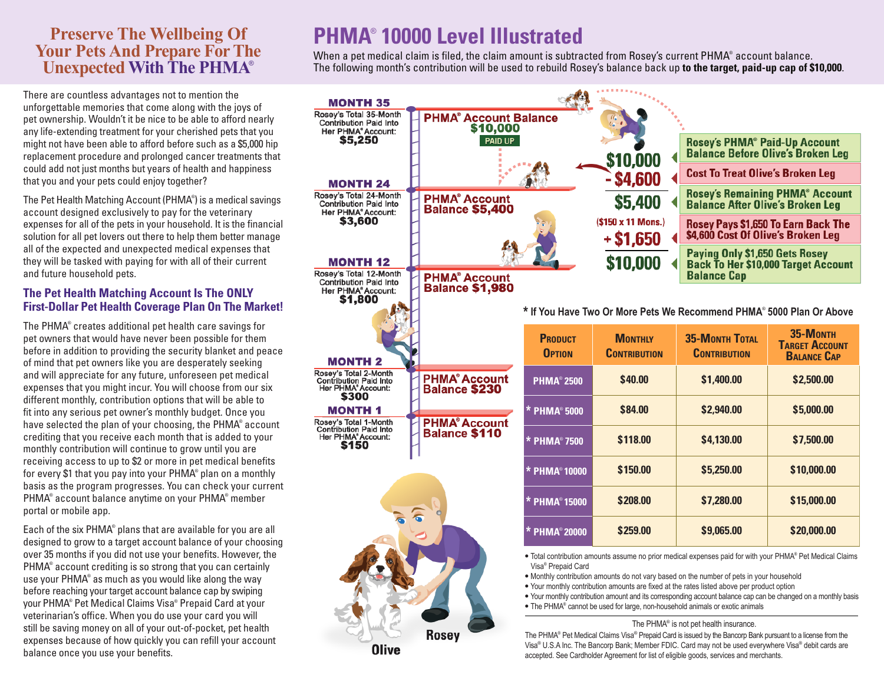## Preserve The Wellbeing Of Your Pets And Prepare For The Unexpected With The PHMA®

There are countless advantages not to mention the unforgettable memories that come along with the joys of pet ownership. Wouldn't it be nice to be able to afford nearly any life-extending treatment for your cherished pets that you might not have been able to afford before such as a $5,000 hip replacement procedure and prolonged cancer treatments that could add not just months but years of health and happiness that you and your pets could enjoy together?

The Pet Health Matching Account (PHMA®) is a medical savings account designed exclusively to pay for the veterinary expenses for all of the pets in your household. It is the financial solution for all pet lovers out there to help them better manage all of the expected and unexpected medical expenses that they will be tasked with paying for with all of their current and future household pets.

### The Pet Health Matching Account Is The ONLY First-Dollar Pet Health Coverage Plan On The Market!

The PHMA® creates additional pet health care savings for pet owners that would have never been possible for them before in addition to providing the security blanket and peace of mind that pet owners like you are desperately seeking and will appreciate for any future, unforeseen pet medical expenses that you might incur. You will choose from our six different monthly, contribution options that will be able to fit into any serious pet owner's monthly budget. Once you have selected the plan of your choosing, the PHMA® account crediting that you receive each month that is added to your monthly contribution will continue to grow until you are receiving access to up to $2 or more in pet medical benefits for every $1 that you pay into your PHMA® plan on a monthly basis as the program progresses. You can check your current PHMA® account balance anytime on your PHMA® member portal or mobile app.

Each of the six PHMA® plans that are available for you are all designed to grow to a target account balance of your choosing over 35 months if you did not use your benefits. However, the PHMA® account crediting is so strong that you can certainly use your PHMA® as much as you would like along the way before reaching your target account balance cap by swiping your PHMA® Pet Medical Claims Visa® Prepaid Card at your veterinarian's office. When you do use your card you will still be saving money on all of your out-of-pocket, pet health expenses because of how quickly you can refill your account balance once you use your benefits.

# PHMA® 10000 Level Illustrated

When a pet medical claim is filed, the claim amount is subtracted from Rosey's current PHMA® account balance. The following month's contribution will be used to rebuild Rosey's balance back up **to the target, paid-up cap of $10,000**.

MONTH 35
Rosey's Total 35-Month Contribution Paid Into Her PHMA® Account: $5,250
PHMA® Account Balance $10,000
PAID UP

MONTH 24
Rosey's Total 24-Month Contribution Paid Into Her PHMA® Account: $3,600
PHMA® Account Balance $5,400

MONTH 12
Rosey's Total 12-Month Contribution Paid Into Her PHMA® Account: $1,800
PHMA® Account Balance $1,980

MONTH 2
Rosey's Total 2-Month Contribution Paid Into Her PHMA® Account: $300
PHMA® Account Balance $230

MONTH 1
Rosey's Total 1-Month Contribution Paid Into Her PHMA® Account: $150
PHMA® Account Balance $110

$10,000 — Rosey's PHMA® Paid-Up Account Balance Before Olive's Broken Leg
- $4,600 — Cost To Treat Olive's Broken Leg
$5,400 — Rosey's Remaining PHMA® Account Balance After Olive's Broken Leg
($150 x 11 Mons.) + $1,650 — Rosey Pays $1,650 To Earn Back The $4,600 Cost Of Olive's Broken Leg
$10,000 — Paying Only $1,650 Gets Rosey Back To Her $10,000 Target Account Balance Cap

Rosey
Olive

**\* If You Have Two Or More Pets We Recommend PHMA® 5000 Plan Or Above**

| Product Option | Monthly Contribution | 35-Month Total Contribution | 35-Month Target Account Balance Cap |
|---|---|---|---|
| PHMA® 2500 | $40.00 | $1,400.00 | $2,500.00 |
| * PHMA® 5000 | $84.00 | $2,940.00 | $5,000.00 |
| * PHMA® 7500 | $118.00 | $4,130.00 | $7,500.00 |
| * PHMA® 10000 | $150.00 | $5,250.00 | $10,000.00 |
| * PHMA® 15000 | $208.00 | $7,280.00 | $15,000.00 |
| * PHMA® 20000 | $259.00 | $9,065.00 | $20,000.00 |

- Total contribution amounts assume no prior medical expenses paid for with your PHMA® Pet Medical Claims Visa® Prepaid Card
- Monthly contribution amounts do not vary based on the number of pets in your household
- Your monthly contribution amounts are fixed at the rates listed above per product option
- Your monthly contribution amount and its corresponding account balance cap can be changed on a monthly basis
- The PHMA® cannot be used for large, non-household animals or exotic animals

The PHMA® is not pet health insurance.

The PHMA® Pet Medical Claims Visa® Prepaid Card is issued by the Bancorp Bank pursuant to a license from the Visa® U.S.A Inc. The Bancorp Bank; Member FDIC. Card may not be used everywhere Visa® debit cards are accepted. See Cardholder Agreement for list of eligible goods, services and merchants.